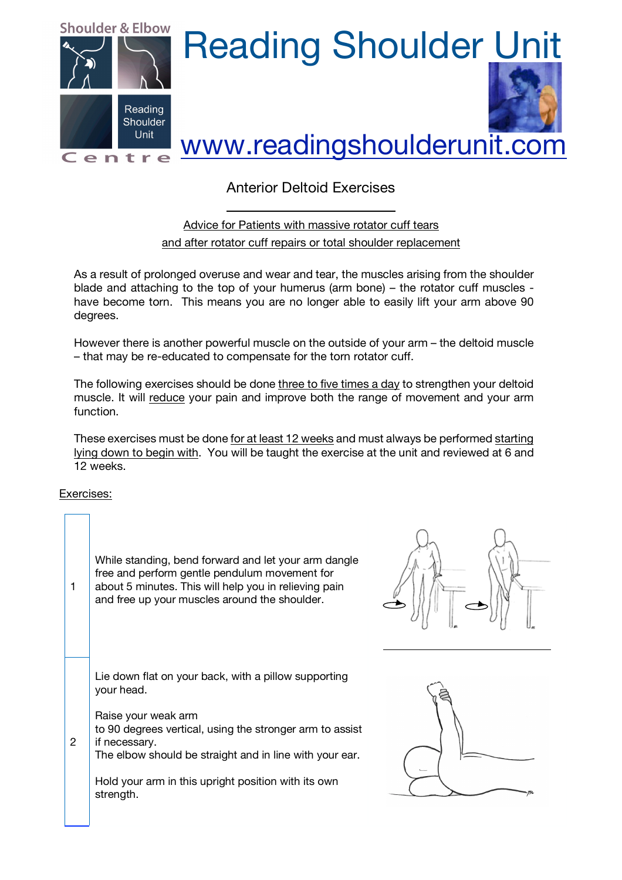Shoulder & Elbow

Reading Shoulder Unit

Centre

# Reading Shoulder Unit

www.readingshoulderunit.com

## Anterior Deltoid Exercises

Advice for Patients with massive rotator cuff tears
and after rotator cuff repairs or total shoulder replacement

As a result of prolonged overuse and wear and tear, the muscles arising from the shoulder blade and attaching to the top of your humerus (arm bone) – the rotator cuff muscles - have become torn. This means you are no longer able to easily lift your arm above 90 degrees.

However there is another powerful muscle on the outside of your arm – the deltoid muscle – that may be re-educated to compensate for the torn rotator cuff.

The following exercises should be done three to five times a day to strengthen your deltoid muscle. It will reduce your pain and improve both the range of movement and your arm function.

These exercises must be done for at least 12 weeks and must always be performed starting lying down to begin with. You will be taught the exercise at the unit and reviewed at 6 and 12 weeks.

Exercises:

| | |
|---|---|
| 1 | While standing, bend forward and let your arm dangle free and perform gentle pendulum movement for about 5 minutes. This will help you in relieving pain and free up your muscles around the shoulder. |
| 2 | Lie down flat on your back, with a pillow supporting your head.<br><br>Raise your weak arm to 90 degrees vertical, using the stronger arm to assist if necessary.<br>The elbow should be straight and in line with your ear.<br><br>Hold your arm in this upright position with its own strength. |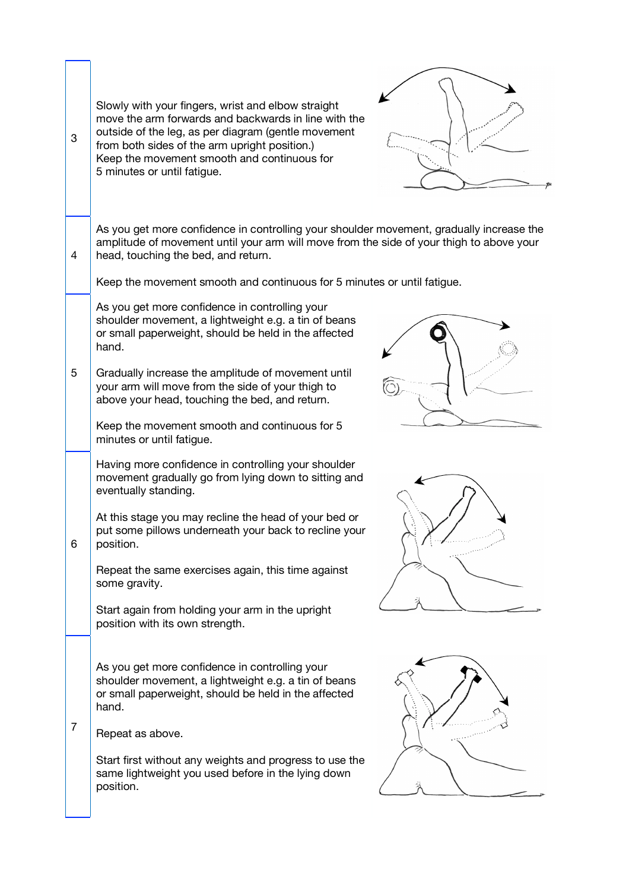| | |
|---|---|
| 3 | Slowly with your fingers, wrist and elbow straight move the arm forwards and backwards in line with the outside of the leg, as per diagram (gentle movement from both sides of the arm upright position.)<br>Keep the movement smooth and continuous for 5 minutes or until fatigue. |
| 4 | As you get more confidence in controlling your shoulder movement, gradually increase the amplitude of movement until your arm will move from the side of your thigh to above your head, touching the bed, and return.<br><br>Keep the movement smooth and continuous for 5 minutes or until fatigue. |
| 5 | As you get more confidence in controlling your shoulder movement, a lightweight e.g. a tin of beans or small paperweight, should be held in the affected hand.<br><br>Gradually increase the amplitude of movement until your arm will move from the side of your thigh to above your head, touching the bed, and return.<br><br>Keep the movement smooth and continuous for 5 minutes or until fatigue. |
| 6 | Having more confidence in controlling your shoulder movement gradually go from lying down to sitting and eventually standing.<br><br>At this stage you may recline the head of your bed or put some pillows underneath your back to recline your position.<br><br>Repeat the same exercises again, this time against some gravity.<br><br>Start again from holding your arm in the upright position with its own strength. |
| 7 | As you get more confidence in controlling your shoulder movement, a lightweight e.g. a tin of beans or small paperweight, should be held in the affected hand.<br><br>Repeat as above.<br><br>Start first without any weights and progress to use the same lightweight you used before in the lying down position. |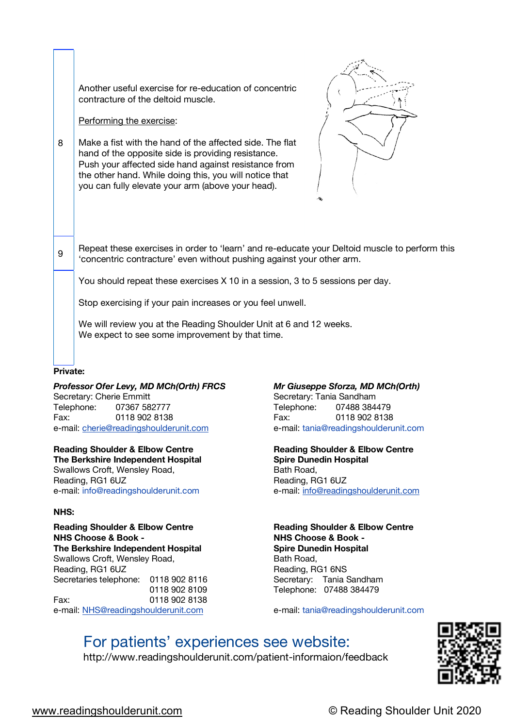| | |
|---|---|
| 8 | Another useful exercise for re-education of concentric contracture of the deltoid muscle.<br><br>Performing the exercise:<br><br>Make a fist with the hand of the affected side. The flat hand of the opposite side is providing resistance. Push your affected side hand against resistance from the other hand. While doing this, you will notice that you can fully elevate your arm (above your head). |
| 9 | Repeat these exercises in order to 'learn' and re-educate your Deltoid muscle to perform this 'concentric contracture' even without pushing against your other arm. |
| | You should repeat these exercises X 10 in a session, 3 to 5 sessions per day.<br><br>Stop exercising if your pain increases or you feel unwell.<br><br>We will review you at the Reading Shoulder Unit at 6 and 12 weeks.<br>We expect to see some improvement by that time. |

**Private:**

***Professor Ofer Levy, MD MCh(Orth) FRCS***
Secretary: Cherie Emmitt
Telephone: 07367 582777
Fax: 0118 902 8138
e-mail: cherie@readingshoulderunit.com

***Mr Giuseppe Sforza, MD MCh(Orth)***
Secretary: Tania Sandham
Telephone: 07488 384479
Fax: 0118 902 8138
e-mail: tania@readingshoulderunit.com

**Reading Shoulder & Elbow Centre**
**The Berkshire Independent Hospital**
Swallows Croft, Wensley Road,
Reading, RG1 6UZ
e-mail: info@readingshoulderunit.com

**Reading Shoulder & Elbow Centre**
**Spire Dunedin Hospital**
Bath Road,
Reading, RG1 6UZ
e-mail: info@readingshoulderunit.com

**NHS:**

**Reading Shoulder & Elbow Centre**
**NHS Choose & Book -**
**The Berkshire Independent Hospital**
Swallows Croft, Wensley Road,
Reading, RG1 6UZ
Secretaries telephone: 0118 902 8116
0118 902 8109
Fax: 0118 902 8138
e-mail: NHS@readingshoulderunit.com

**Reading Shoulder & Elbow Centre**
**NHS Choose & Book -**
**Spire Dunedin Hospital**
Bath Road,
Reading, RG1 6NS
Secretary: Tania Sandham
Telephone: 07488 384479

e-mail: tania@readingshoulderunit.com

## For patients' experiences see website:

http://www.readingshoulderunit.com/patient-informaion/feedback

www.readingshoulderunit.com © Reading Shoulder Unit 2020